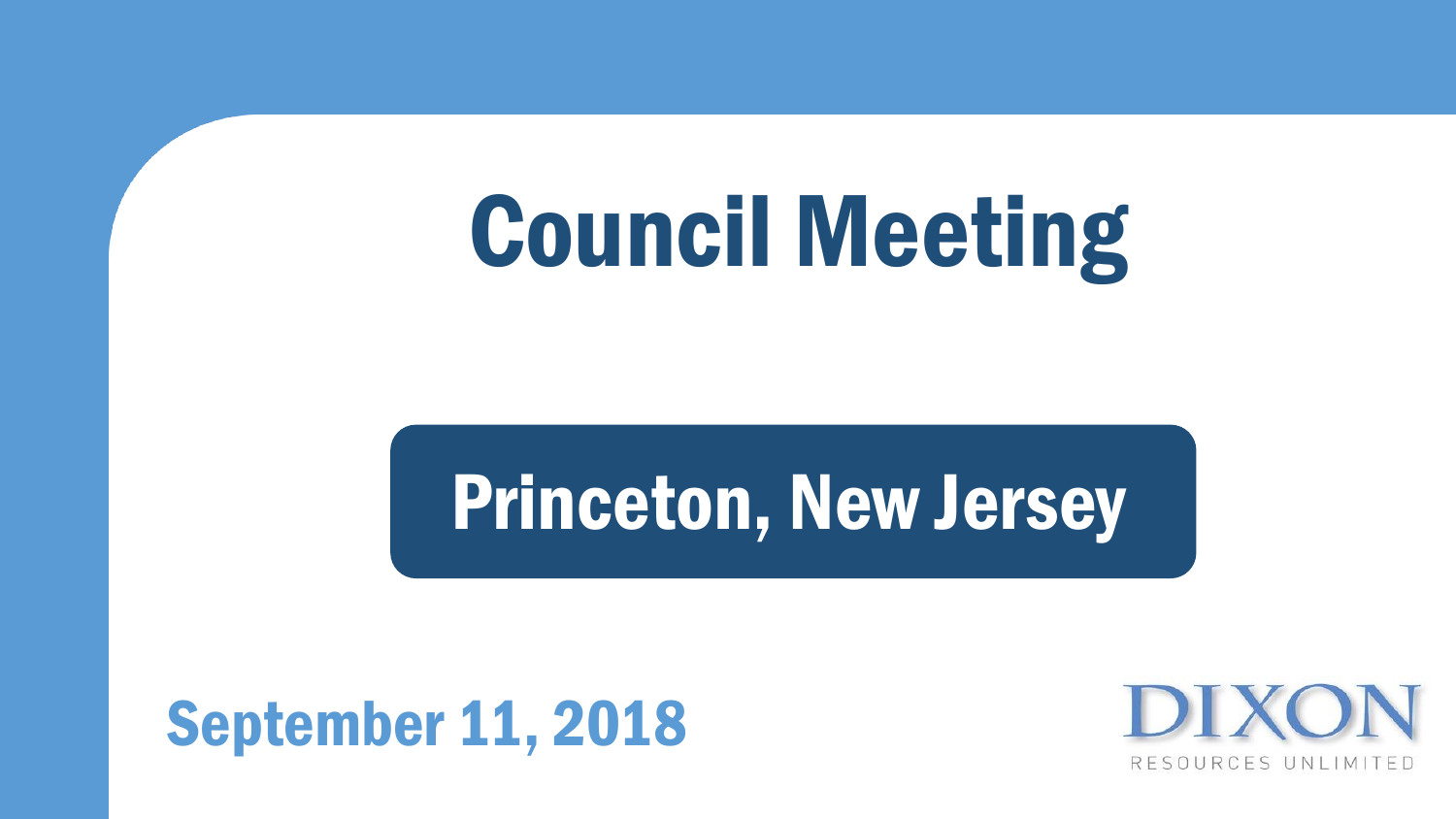# Council Meeting

## Princeton, New Jersey

September 11, 2018

DIXON
RESOURCES UNLIMITED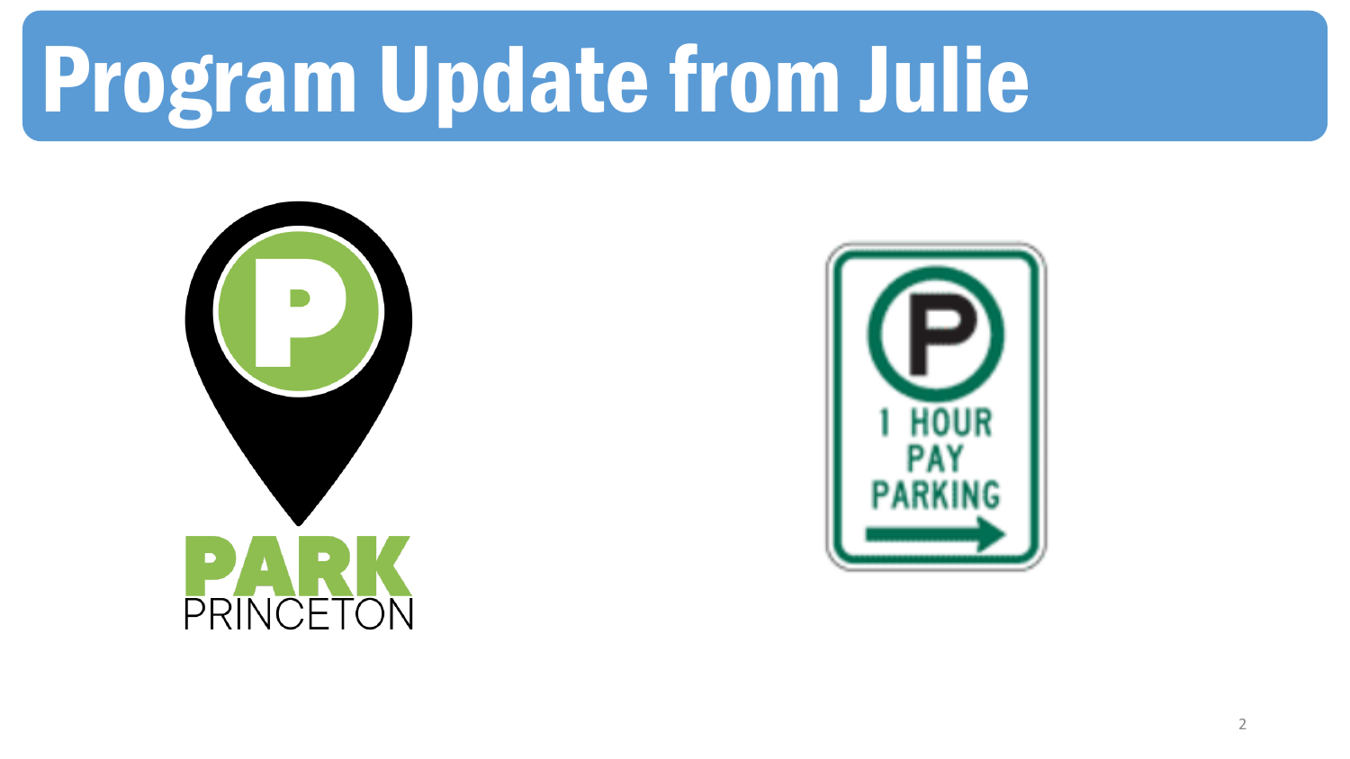# Program Update from Julie

PARK
PRINCETON

1 HOUR
PAY
PARKING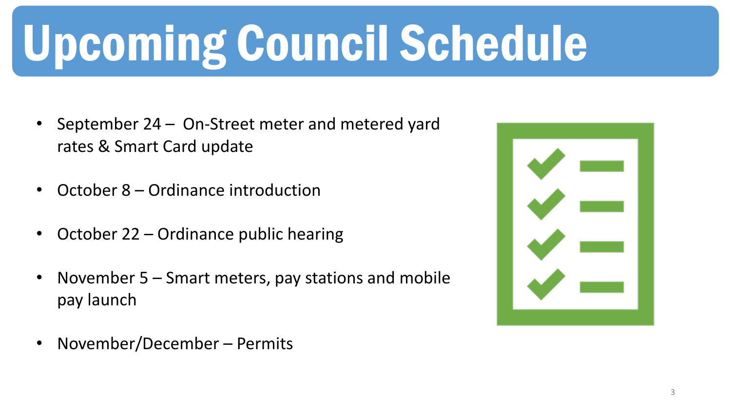# Upcoming Council Schedule

- September 24 – On-Street meter and metered yard rates & Smart Card update
- October 8 – Ordinance introduction
- October 22 – Ordinance public hearing
- November 5 – Smart meters, pay stations and mobile pay launch
- November/December – Permits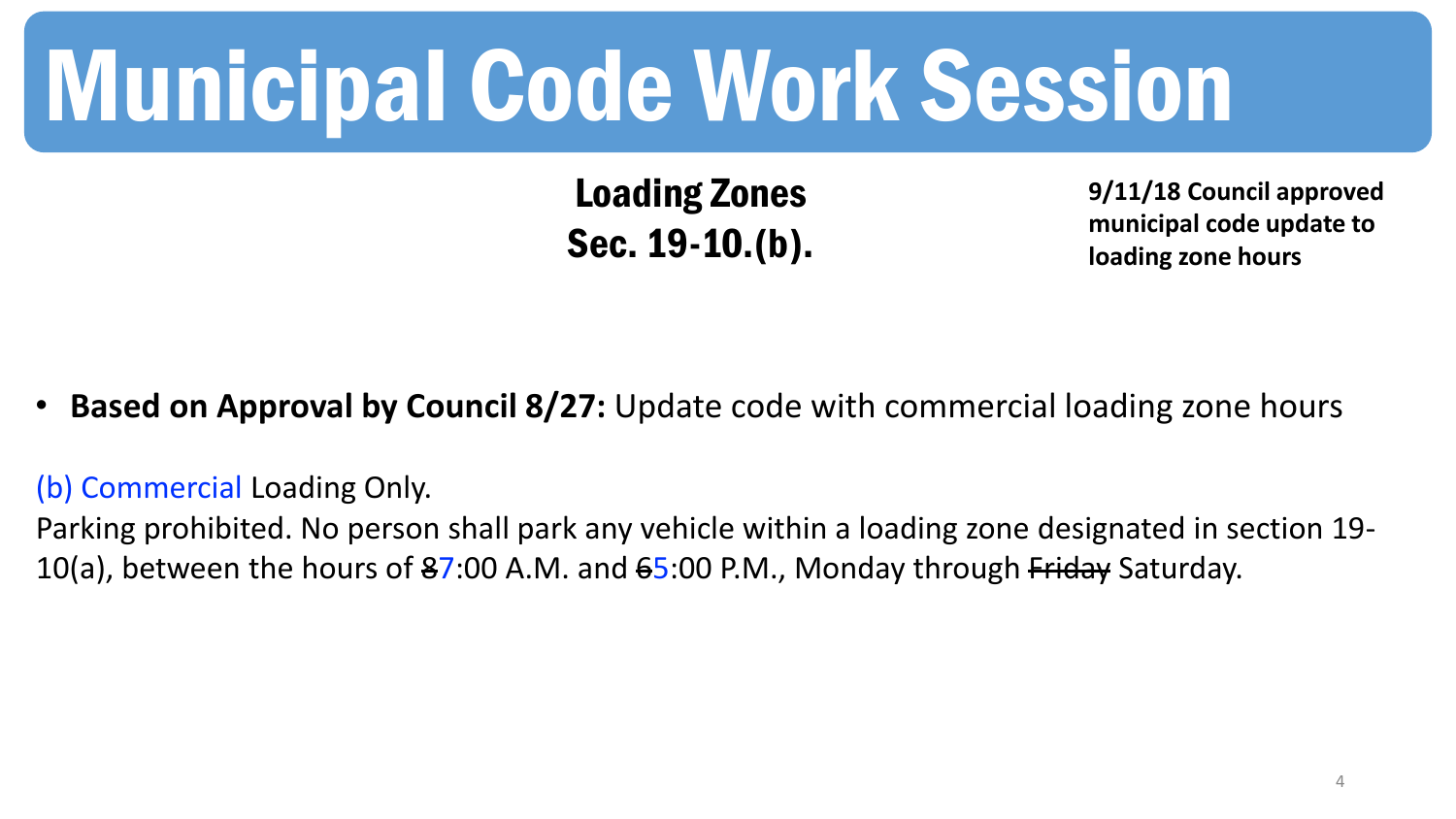# Municipal Code Work Session

## Loading Zones
## Sec. 19-10.(b).

**9/11/18 Council approved municipal code update to loading zone hours**

- **Based on Approval by Council 8/27:** Update code with commercial loading zone hours

(b) Commercial Loading Only.

Parking prohibited. No person shall park any vehicle within a loading zone designated in section 19-10(a), between the hours of ~~8~~7:00 A.M. and ~~6~~5:00 P.M., Monday through ~~Friday~~ Saturday.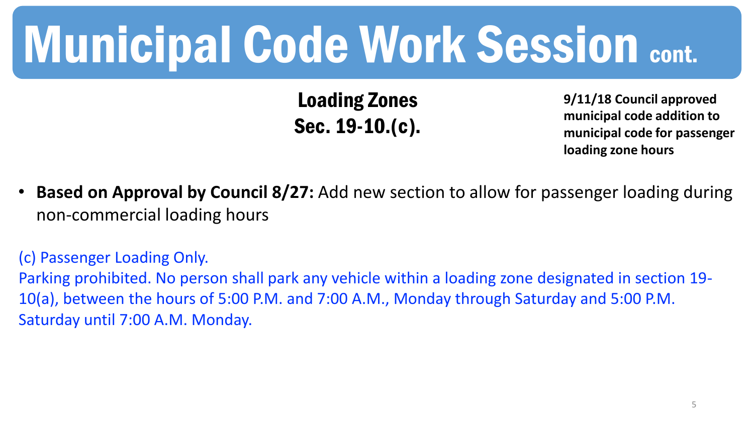# Municipal Code Work Session cont.

## Loading Zones
## Sec. 19-10.(c).

**9/11/18 Council approved municipal code addition to municipal code for passenger loading zone hours**

- **Based on Approval by Council 8/27:** Add new section to allow for passenger loading during non-commercial loading hours

(c) Passenger Loading Only.
Parking prohibited. No person shall park any vehicle within a loading zone designated in section 19-10(a), between the hours of 5:00 P.M. and 7:00 A.M., Monday through Saturday and 5:00 P.M. Saturday until 7:00 A.M. Monday.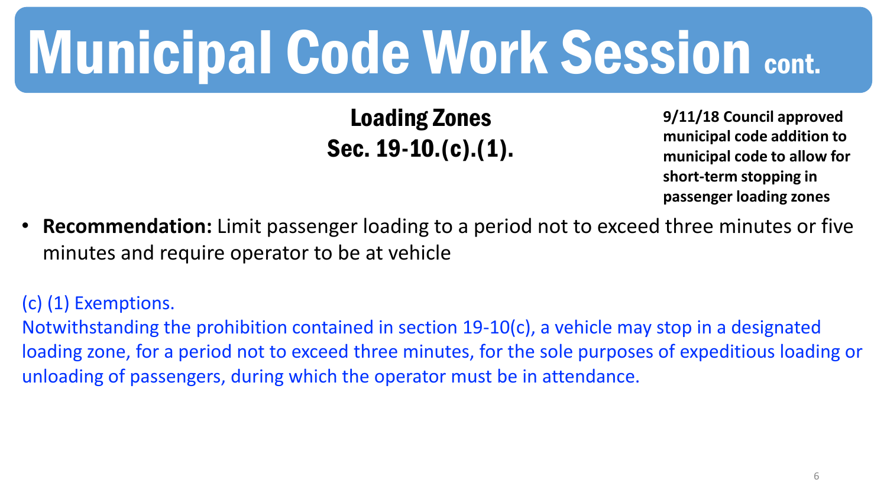# Municipal Code Work Session cont.

## Loading Zones
## Sec. 19-10.(c).(1).

**9/11/18 Council approved municipal code addition to municipal code to allow for short-term stopping in passenger loading zones**

- **Recommendation:** Limit passenger loading to a period not to exceed three minutes or five minutes and require operator to be at vehicle

(c) (1) Exemptions.
Notwithstanding the prohibition contained in section 19-10(c), a vehicle may stop in a designated loading zone, for a period not to exceed three minutes, for the sole purposes of expeditious loading or unloading of passengers, during which the operator must be in attendance.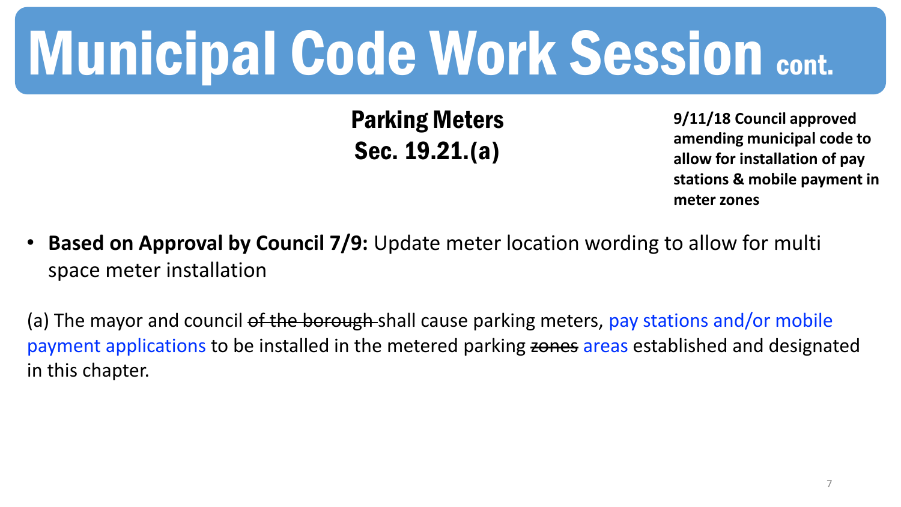# Municipal Code Work Session cont.

## Parking Meters
## Sec. 19.21.(a)

**9/11/18 Council approved amending municipal code to allow for installation of pay stations & mobile payment in meter zones**

- **Based on Approval by Council 7/9:** Update meter location wording to allow for multi space meter installation

(a) The mayor and council ~~of the borough~~ shall cause parking meters, pay stations and/or mobile payment applications to be installed in the metered parking ~~zones~~ areas established and designated in this chapter.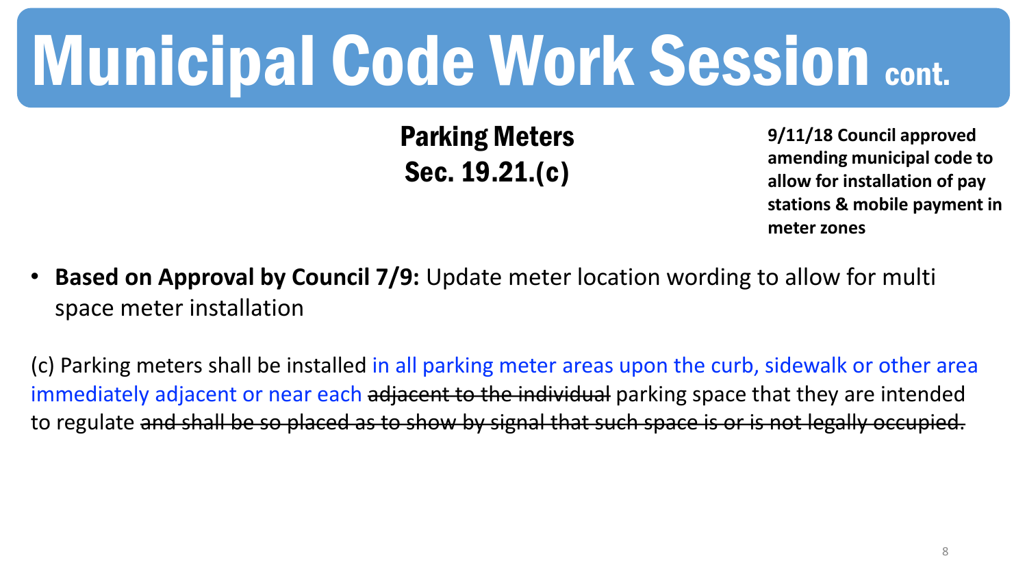# Municipal Code Work Session cont.

## Parking Meters
## Sec. 19.21.(c)

**9/11/18 Council approved amending municipal code to allow for installation of pay stations & mobile payment in meter zones**

- **Based on Approval by Council 7/9:** Update meter location wording to allow for multi space meter installation

(c) Parking meters shall be installed in all parking meter areas upon the curb, sidewalk or other area immediately adjacent or near each ~~adjacent to the individual~~ parking space that they are intended to regulate ~~and shall be so placed as to show by signal that such space is or is not legally occupied.~~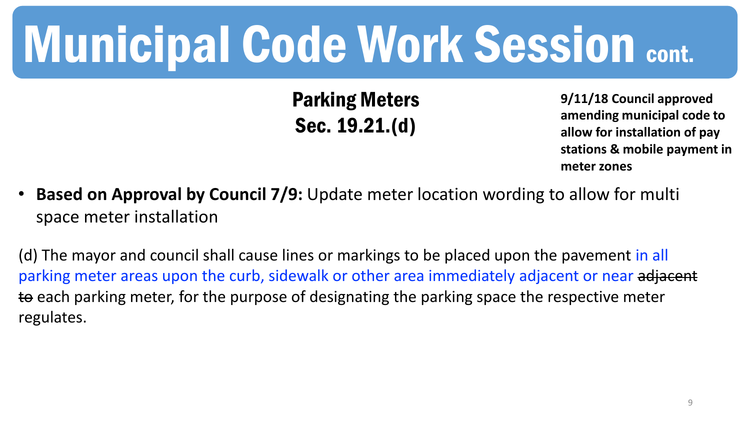# Municipal Code Work Session cont.

## Parking Meters
## Sec. 19.21.(d)

**9/11/18 Council approved amending municipal code to allow for installation of pay stations & mobile payment in meter zones**

- **Based on Approval by Council 7/9:** Update meter location wording to allow for multi space meter installation

(d) The mayor and council shall cause lines or markings to be placed upon the pavement in all parking meter areas upon the curb, sidewalk or other area immediately adjacent or near ~~adjacent to~~ each parking meter, for the purpose of designating the parking space the respective meter regulates.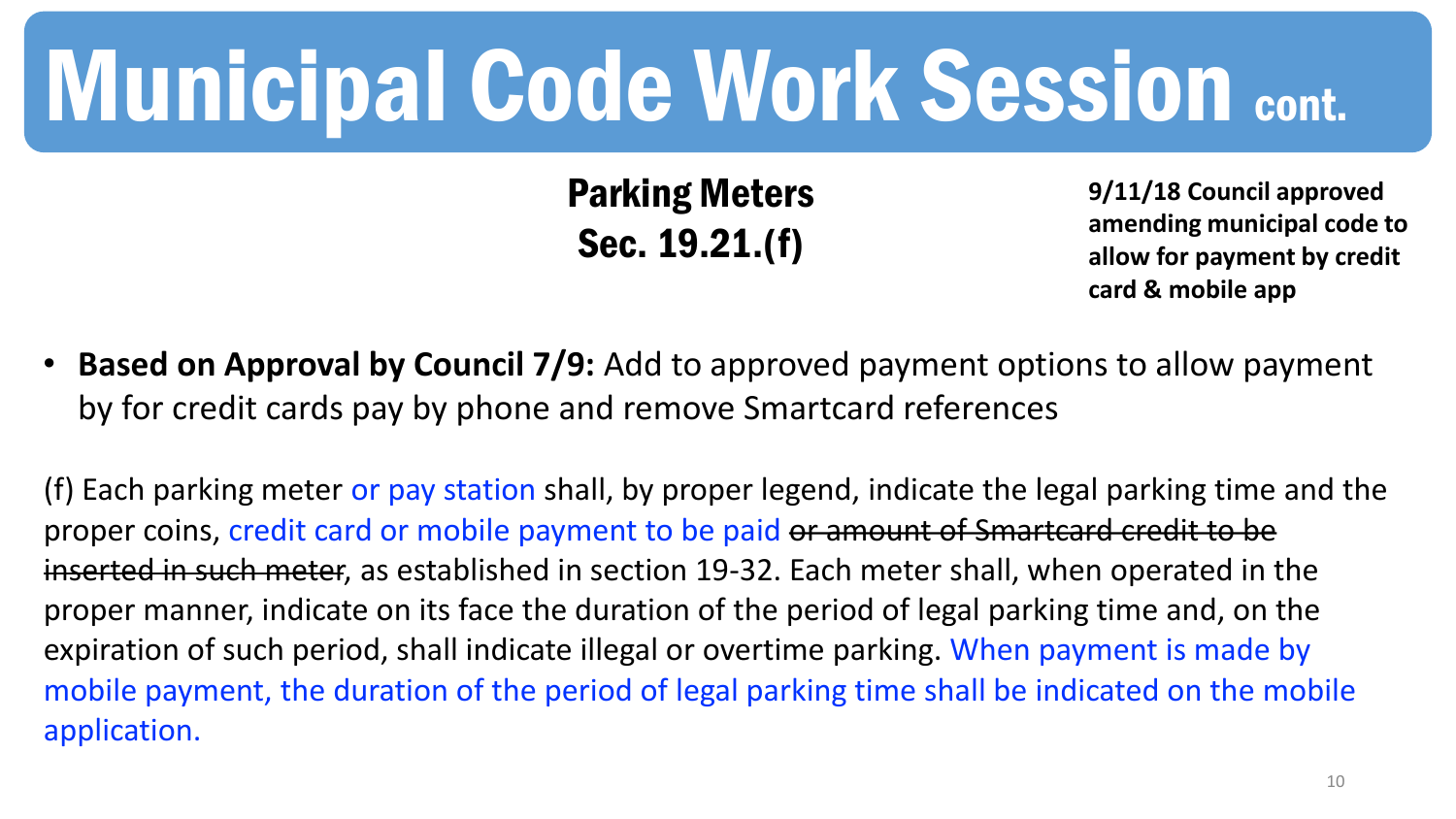# Municipal Code Work Session cont.

## Parking Meters
## Sec. 19.21.(f)

**9/11/18 Council approved amending municipal code to allow for payment by credit card & mobile app**

- **Based on Approval by Council 7/9:** Add to approved payment options to allow payment by for credit cards pay by phone and remove Smartcard references

(f) Each parking meter or pay station shall, by proper legend, indicate the legal parking time and the proper coins, credit card or mobile payment to be paid ~~or amount of Smartcard credit to be inserted in such meter~~, as established in section 19-32. Each meter shall, when operated in the proper manner, indicate on its face the duration of the period of legal parking time and, on the expiration of such period, shall indicate illegal or overtime parking. When payment is made by mobile payment, the duration of the period of legal parking time shall be indicated on the mobile application.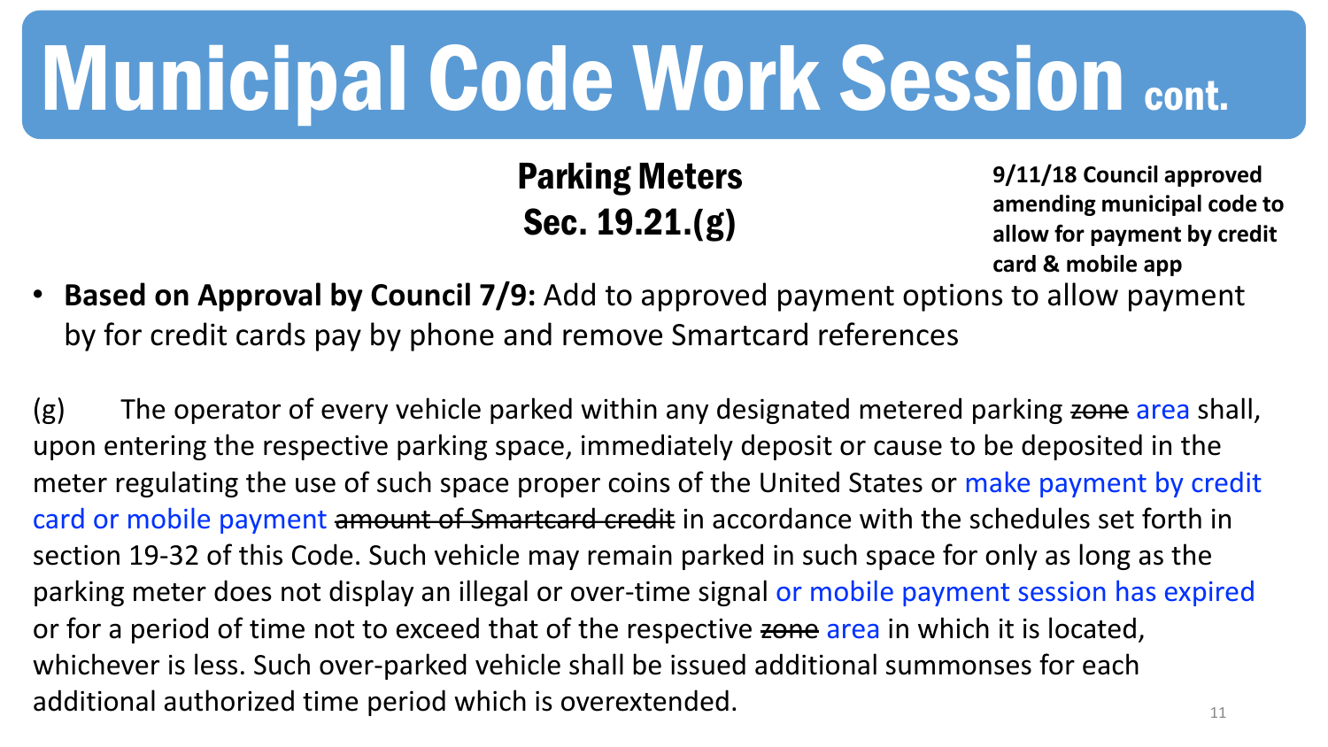# Municipal Code Work Session cont.

## Parking Meters
## Sec. 19.21.(g)

**9/11/18 Council approved amending municipal code to allow for payment by credit card & mobile app**

- **Based on Approval by Council 7/9:** Add to approved payment options to allow payment by for credit cards pay by phone and remove Smartcard references

(g) The operator of every vehicle parked within any designated metered parking ~~zone~~ area shall, upon entering the respective parking space, immediately deposit or cause to be deposited in the meter regulating the use of such space proper coins of the United States or make payment by credit card or mobile payment ~~amount of Smartcard credit~~ in accordance with the schedules set forth in section 19-32 of this Code. Such vehicle may remain parked in such space for only as long as the parking meter does not display an illegal or over-time signal or mobile payment session has expired or for a period of time not to exceed that of the respective ~~zone~~ area in which it is located, whichever is less. Such over-parked vehicle shall be issued additional summonses for each additional authorized time period which is overextended.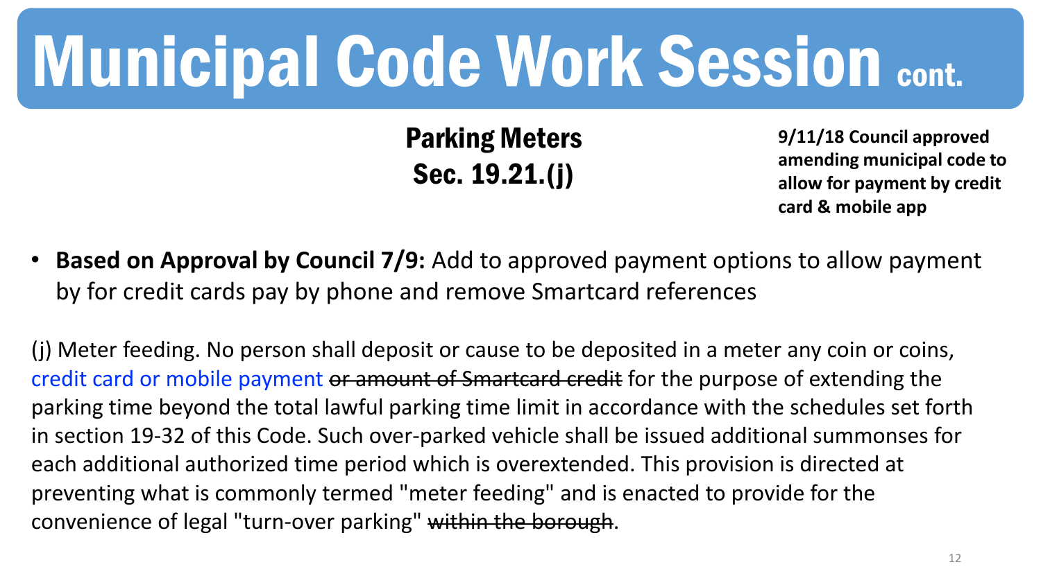# Municipal Code Work Session cont.

## Parking Meters
## Sec. 19.21.(j)

**9/11/18 Council approved amending municipal code to allow for payment by credit card & mobile app**

- **Based on Approval by Council 7/9:** Add to approved payment options to allow payment by for credit cards pay by phone and remove Smartcard references

(j) Meter feeding. No person shall deposit or cause to be deposited in a meter any coin or coins, credit card or mobile payment ~~or amount of Smartcard credit~~ for the purpose of extending the parking time beyond the total lawful parking time limit in accordance with the schedules set forth in section 19-32 of this Code. Such over-parked vehicle shall be issued additional summonses for each additional authorized time period which is overextended. This provision is directed at preventing what is commonly termed "meter feeding" and is enacted to provide for the convenience of legal "turn-over parking" ~~within the borough~~.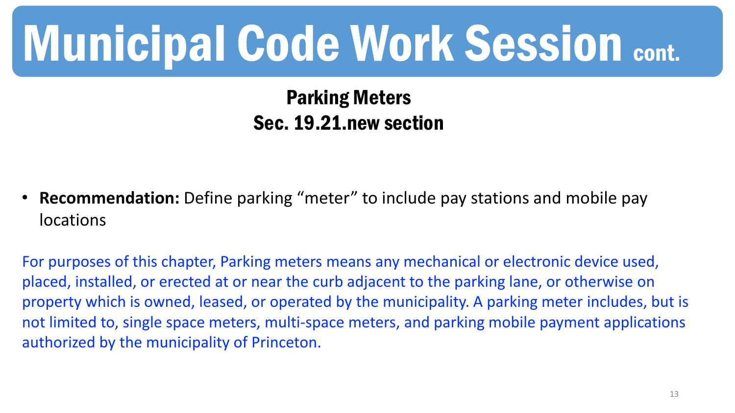# Municipal Code Work Session cont.

## Parking Meters
## Sec. 19.21.new section

- **Recommendation:** Define parking "meter" to include pay stations and mobile pay locations

For purposes of this chapter, Parking meters means any mechanical or electronic device used, placed, installed, or erected at or near the curb adjacent to the parking lane, or otherwise on property which is owned, leased, or operated by the municipality. A parking meter includes, but is not limited to, single space meters, multi-space meters, and parking mobile payment applications authorized by the municipality of Princeton.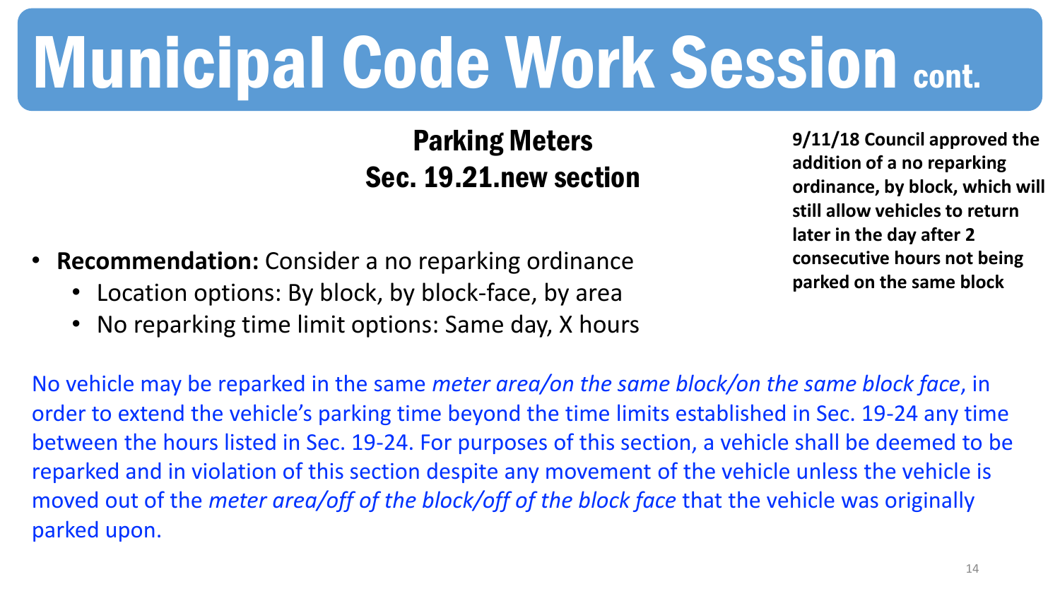# Municipal Code Work Session cont.

## Parking Meters
## Sec. 19.21.new section

**9/11/18 Council approved the addition of a no reparking ordinance, by block, which will still allow vehicles to return later in the day after 2 consecutive hours not being parked on the same block**

- **Recommendation:** Consider a no reparking ordinance
  - Location options: By block, by block-face, by area
  - No reparking time limit options: Same day, X hours

No vehicle may be reparked in the same *meter area/on the same block/on the same block face*, in order to extend the vehicle's parking time beyond the time limits established in Sec. 19-24 any time between the hours listed in Sec. 19-24. For purposes of this section, a vehicle shall be deemed to be reparked and in violation of this section despite any movement of the vehicle unless the vehicle is moved out of the *meter area/off of the block/off of the block face* that the vehicle was originally parked upon.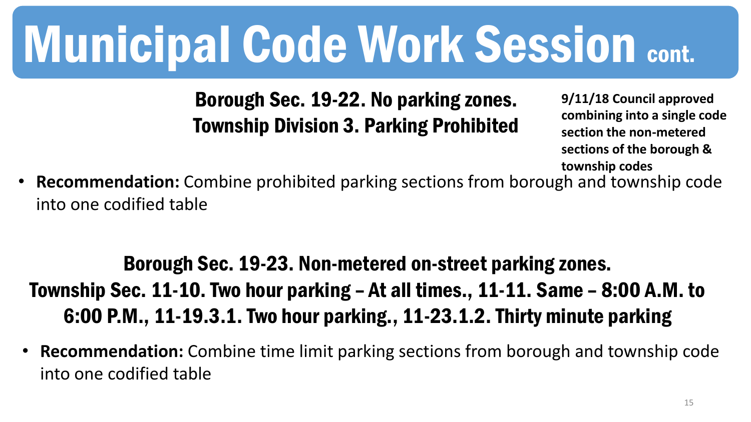# Municipal Code Work Session cont.

### Borough Sec. 19-22. No parking zones.
### Township Division 3. Parking Prohibited

**9/11/18 Council approved combining into a single code section the non-metered sections of the borough & township codes**

- **Recommendation:** Combine prohibited parking sections from borough and township code into one codified table

### Borough Sec. 19-23. Non-metered on-street parking zones.
### Township Sec. 11-10. Two hour parking – At all times., 11-11. Same – 8:00 A.M. to 6:00 P.M., 11-19.3.1. Two hour parking., 11-23.1.2. Thirty minute parking

- **Recommendation:** Combine time limit parking sections from borough and township code into one codified table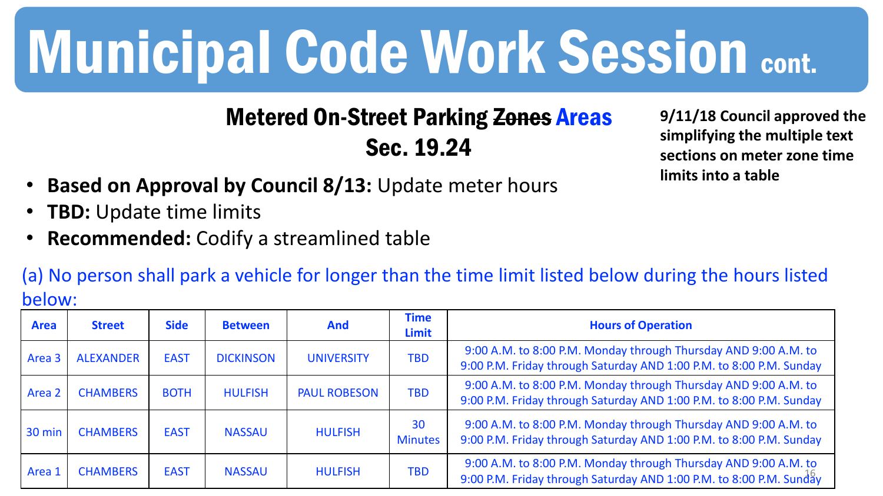# Municipal Code Work Session cont.

## Metered On-Street Parking ~~Zones~~ Areas
## Sec. 19.24

**9/11/18 Council approved the simplifying the multiple text sections on meter zone time limits into a table**

- **Based on Approval by Council 8/13:** Update meter hours
- **TBD:** Update time limits
- **Recommended:** Codify a streamlined table

(a) No person shall park a vehicle for longer than the time limit listed below during the hours listed below:

| Area | Street | Side | Between | And | Time Limit | Hours of Operation |
|---|---|---|---|---|---|---|
| Area 3 | ALEXANDER | EAST | DICKINSON | UNIVERSITY | TBD | 9:00 A.M. to 8:00 P.M. Monday through Thursday AND 9:00 A.M. to 9:00 P.M. Friday through Saturday AND 1:00 P.M. to 8:00 P.M. Sunday |
| Area 2 | CHAMBERS | BOTH | HULFISH | PAUL ROBESON | TBD | 9:00 A.M. to 8:00 P.M. Monday through Thursday AND 9:00 A.M. to 9:00 P.M. Friday through Saturday AND 1:00 P.M. to 8:00 P.M. Sunday |
| 30 min | CHAMBERS | EAST | NASSAU | HULFISH | 30 Minutes | 9:00 A.M. to 8:00 P.M. Monday through Thursday AND 9:00 A.M. to 9:00 P.M. Friday through Saturday AND 1:00 P.M. to 8:00 P.M. Sunday |
| Area 1 | CHAMBERS | EAST | NASSAU | HULFISH | TBD | 9:00 A.M. to 8:00 P.M. Monday through Thursday AND 9:00 A.M. to 9:00 P.M. Friday through Saturday AND 1:00 P.M. to 8:00 P.M. Sunday |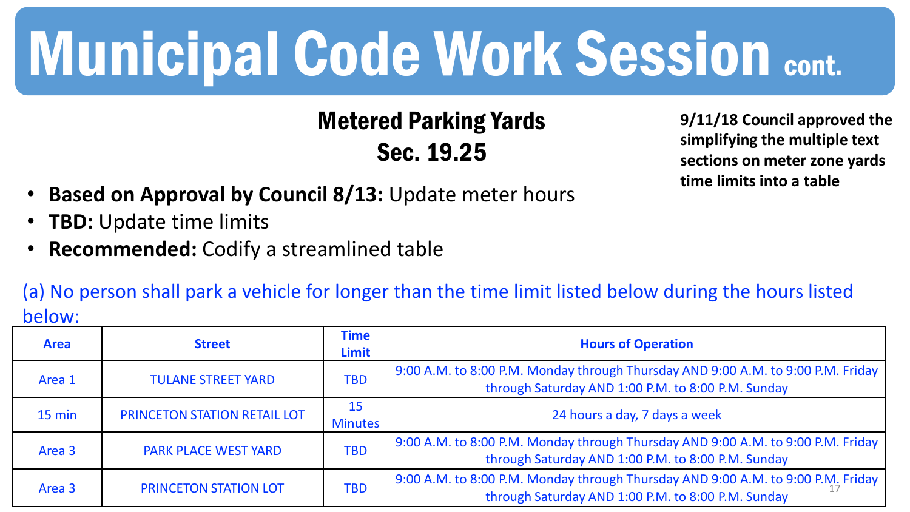# Municipal Code Work Session cont.

## Metered Parking Yards
## Sec. 19.25

**9/11/18 Council approved the simplifying the multiple text sections on meter zone yards time limits into a table**

- **Based on Approval by Council 8/13:** Update meter hours
- **TBD:** Update time limits
- **Recommended:** Codify a streamlined table

(a) No person shall park a vehicle for longer than the time limit listed below during the hours listed below:

| Area | Street | Time Limit | Hours of Operation |
|---|---|---|---|
| Area 1 | TULANE STREET YARD | TBD | 9:00 A.M. to 8:00 P.M. Monday through Thursday AND 9:00 A.M. to 9:00 P.M. Friday through Saturday AND 1:00 P.M. to 8:00 P.M. Sunday |
| 15 min | PRINCETON STATION RETAIL LOT | 15 Minutes | 24 hours a day, 7 days a week |
| Area 3 | PARK PLACE WEST YARD | TBD | 9:00 A.M. to 8:00 P.M. Monday through Thursday AND 9:00 A.M. to 9:00 P.M. Friday through Saturday AND 1:00 P.M. to 8:00 P.M. Sunday |
| Area 3 | PRINCETON STATION LOT | TBD | 9:00 A.M. to 8:00 P.M. Monday through Thursday AND 9:00 A.M. to 9:00 P.M. Friday through Saturday AND 1:00 P.M. to 8:00 P.M. Sunday |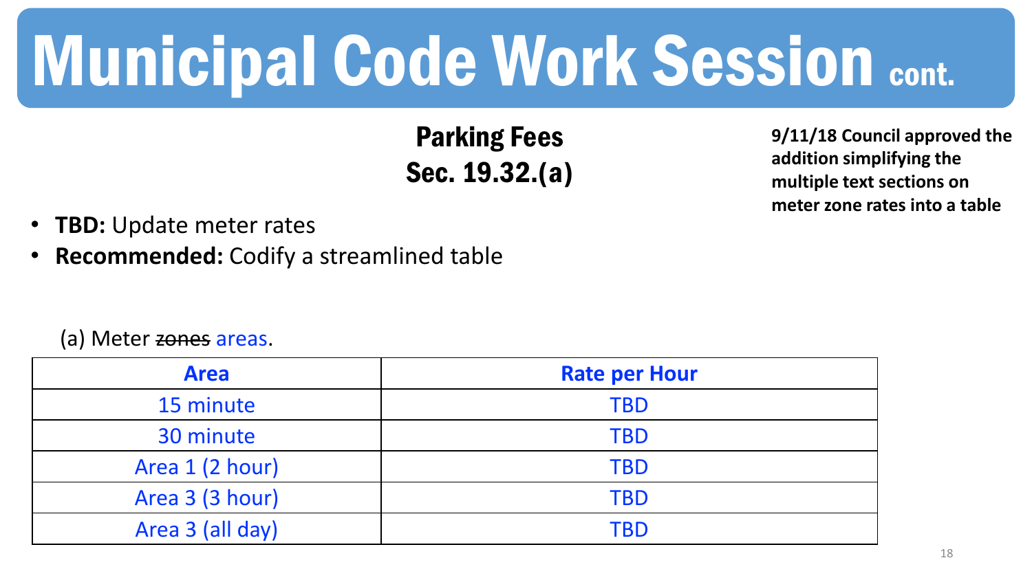# Municipal Code Work Session cont.

## Parking Fees
## Sec. 19.32.(a)

**9/11/18 Council approved the addition simplifying the multiple text sections on meter zone rates into a table**

- **TBD:** Update meter rates
- **Recommended:** Codify a streamlined table

(a) Meter ~~zones~~ areas.

| Area | Rate per Hour |
| --- | --- |
| 15 minute | TBD |
| 30 minute | TBD |
| Area 1 (2 hour) | TBD |
| Area 3 (3 hour) | TBD |
| Area 3 (all day) | TBD |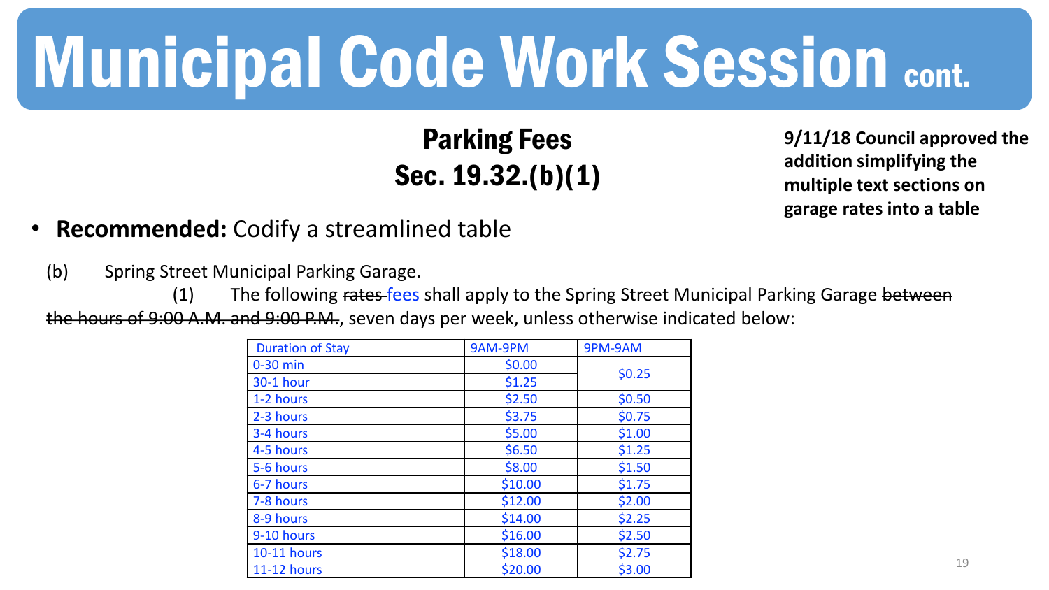# Municipal Code Work Session cont.

## Parking Fees
## Sec. 19.32.(b)(1)

**9/11/18 Council approved the addition simplifying the multiple text sections on garage rates into a table**

- **Recommended:** Codify a streamlined table

(b) Spring Street Municipal Parking Garage.

(1) The following ~~rates~~ fees shall apply to the Spring Street Municipal Parking Garage ~~between the hours of 9:00 A.M. and 9:00 P.M.~~, seven days per week, unless otherwise indicated below:

| Duration of Stay | 9AM-9PM | 9PM-9AM |
|---|---|---|
| 0-30 min | $0.00 | $0.25 |
| 30-1 hour | $1.25 | |
| 1-2 hours | $2.50 | $0.50 |
| 2-3 hours | $3.75 | $0.75 |
| 3-4 hours | $5.00 | $1.00 |
| 4-5 hours | $6.50 | $1.25 |
| 5-6 hours | $8.00 | $1.50 |
| 6-7 hours | $10.00 | $1.75 |
| 7-8 hours | $12.00 | $2.00 |
| 8-9 hours | $14.00 | $2.25 |
| 9-10 hours | $16.00 | $2.50 |
| 10-11 hours | $18.00 | $2.75 |
| 11-12 hours | $20.00 | $3.00 |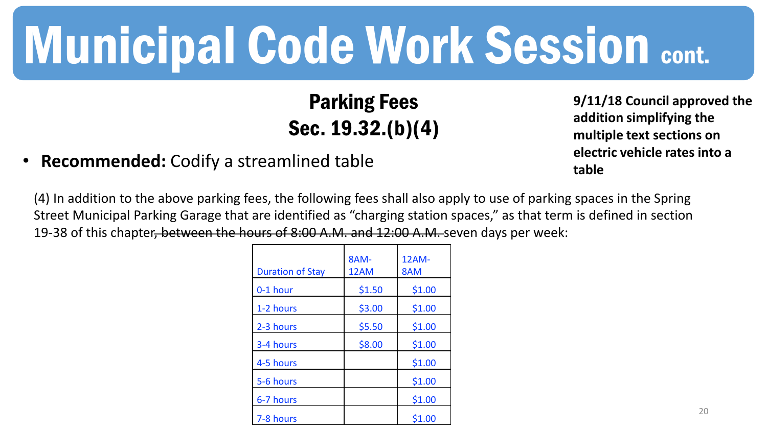# Municipal Code Work Session cont.

## Parking Fees
## Sec. 19.32.(b)(4)

**9/11/18 Council approved the addition simplifying the multiple text sections on electric vehicle rates into a table**

- **Recommended:** Codify a streamlined table

(4) In addition to the above parking fees, the following fees shall also apply to use of parking spaces in the Spring Street Municipal Parking Garage that are identified as "charging station spaces," as that term is defined in section 19-38 of this chapter~~, between the hours of 8:00 A.M. and 12:00 A.M.~~ seven days per week:

| Duration of Stay | 8AM-12AM | 12AM-8AM |
|---|---|---|
| 0-1 hour | $1.50 | $1.00 |
| 1-2 hours | $3.00 | $1.00 |
| 2-3 hours | $5.50 | $1.00 |
| 3-4 hours | $8.00 | $1.00 |
| 4-5 hours | | $1.00 |
| 5-6 hours | | $1.00 |
| 6-7 hours | | $1.00 |
| 7-8 hours | | $1.00 |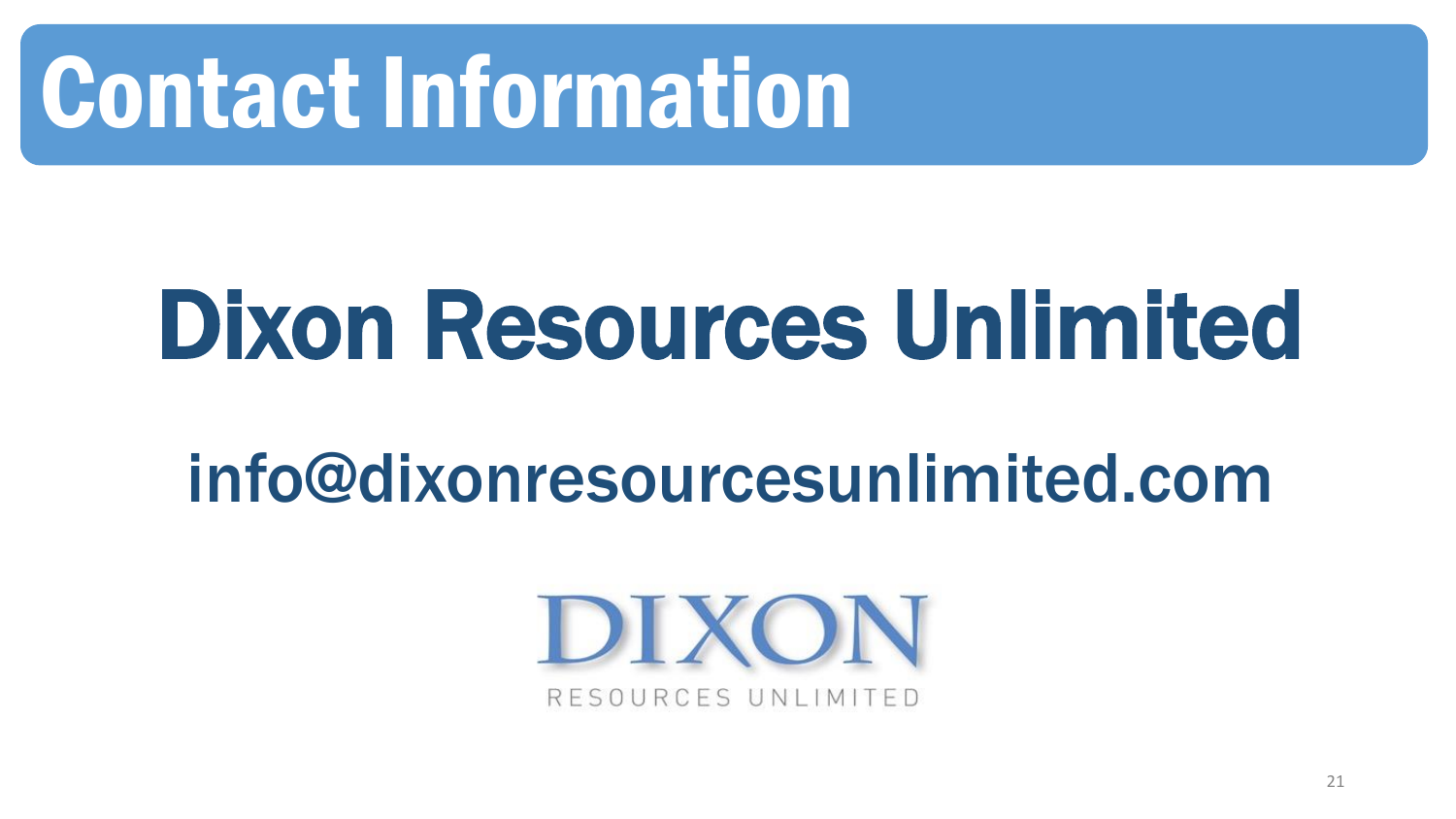# Contact Information

## Dixon Resources Unlimited

info@dixonresourcesunlimited.com

DIXON

RESOURCES UNLIMITED